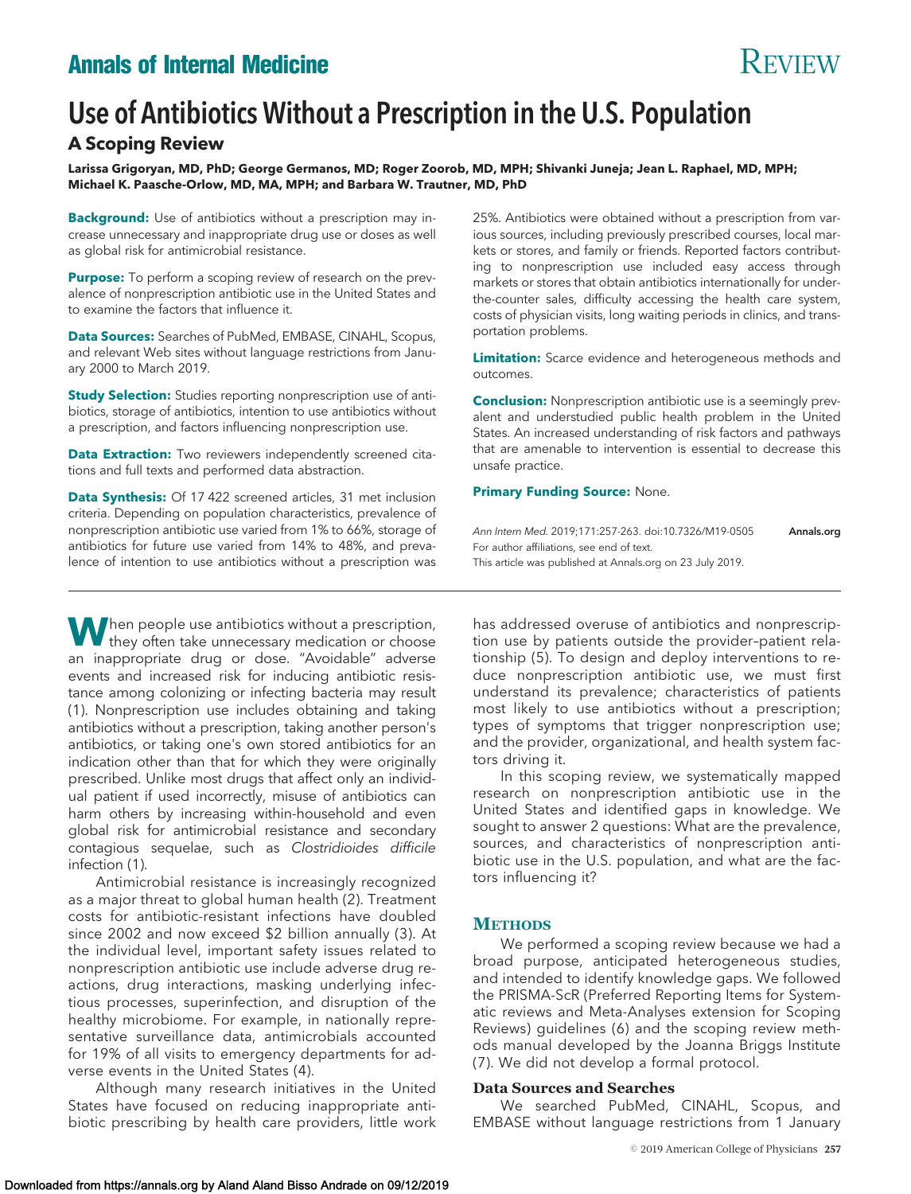# Use of Antibiotics Without a Prescription in the U.S. Population

## A Scoping Review

**Larissa Grigoryan, MD, PhD; George Germanos, MD; Roger Zoorob, MD, MPH; Shivanki Juneja; Jean L. Raphael, MD, MPH; Michael K. Paasche-Orlow, MD, MA, MPH; and Barbara W. Trautner, MD, PhD**

**Background:** Use of antibiotics without a prescription may increase unnecessary and inappropriate drug use or doses as well as global risk for antimicrobial resistance.

**Purpose:** To perform a scoping review of research on the prevalence of nonprescription antibiotic use in the United States and to examine the factors that influence it.

**Data Sources:** Searches of PubMed, EMBASE, CINAHL, Scopus, and relevant Web sites without language restrictions from January 2000 to March 2019.

**Study Selection:** Studies reporting nonprescription use of antibiotics, storage of antibiotics, intention to use antibiotics without a prescription, and factors influencing nonprescription use.

**Data Extraction:** Two reviewers independently screened citations and full texts and performed data abstraction.

**Data Synthesis:** Of 17 422 screened articles, 31 met inclusion criteria. Depending on population characteristics, prevalence of nonprescription antibiotic use varied from 1% to 66%, storage of antibiotics for future use varied from 14% to 48%, and prevalence of intention to use antibiotics without a prescription was 25%. Antibiotics were obtained without a prescription from various sources, including previously prescribed courses, local markets or stores, and family or friends. Reported factors contributing to nonprescription use included easy access through markets or stores that obtain antibiotics internationally for under-the-counter sales, difficulty accessing the health care system, costs of physician visits, long waiting periods in clinics, and transportation problems.

**Limitation:** Scarce evidence and heterogeneous methods and outcomes.

**Conclusion:** Nonprescription antibiotic use is a seemingly prevalent and understudied public health problem in the United States. An increased understanding of risk factors and pathways that are amenable to intervention is essential to decrease this unsafe practice.

**Primary Funding Source:** None.

*Ann Intern Med.* 2019;171:257-263. doi:10.7326/M19-0505 Annals.org
For author affiliations, see end of text.
This article was published at Annals.org on 23 July 2019.

When people use antibiotics without a prescription, they often take unnecessary medication or choose an inappropriate drug or dose. "Avoidable" adverse events and increased risk for inducing antibiotic resistance among colonizing or infecting bacteria may result (1). Nonprescription use includes obtaining and taking antibiotics without a prescription, taking another person's antibiotics, or taking one's own stored antibiotics for an indication other than that for which they were originally prescribed. Unlike most drugs that affect only an individual patient if used incorrectly, misuse of antibiotics can harm others by increasing within-household and even global risk for antimicrobial resistance and secondary contagious sequelae, such as *Clostridioides difficile* infection (1).

Antimicrobial resistance is increasingly recognized as a major threat to global human health (2). Treatment costs for antibiotic-resistant infections have doubled since 2002 and now exceed $2 billion annually (3). At the individual level, important safety issues related to nonprescription antibiotic use include adverse drug reactions, drug interactions, masking underlying infectious processes, superinfection, and disruption of the healthy microbiome. For example, in nationally representative surveillance data, antimicrobials accounted for 19% of all visits to emergency departments for adverse events in the United States (4).

Although many research initiatives in the United States have focused on reducing inappropriate antibiotic prescribing by health care providers, little work has addressed overuse of antibiotics and nonprescription use by patients outside the provider–patient relationship (5). To design and deploy interventions to reduce nonprescription antibiotic use, we must first understand its prevalence; characteristics of patients most likely to use antibiotics without a prescription; types of symptoms that trigger nonprescription use; and the provider, organizational, and health system factors driving it.

In this scoping review, we systematically mapped research on nonprescription antibiotic use in the United States and identified gaps in knowledge. We sought to answer 2 questions: What are the prevalence, sources, and characteristics of nonprescription antibiotic use in the U.S. population, and what are the factors influencing it?

## Methods

We performed a scoping review because we had a broad purpose, anticipated heterogeneous studies, and intended to identify knowledge gaps. We followed the PRISMA-ScR (Preferred Reporting Items for Systematic reviews and Meta-Analyses extension for Scoping Reviews) guidelines (6) and the scoping review methods manual developed by the Joanna Briggs Institute (7). We did not develop a formal protocol.

### Data Sources and Searches

We searched PubMed, CINAHL, Scopus, and EMBASE without language restrictions from 1 January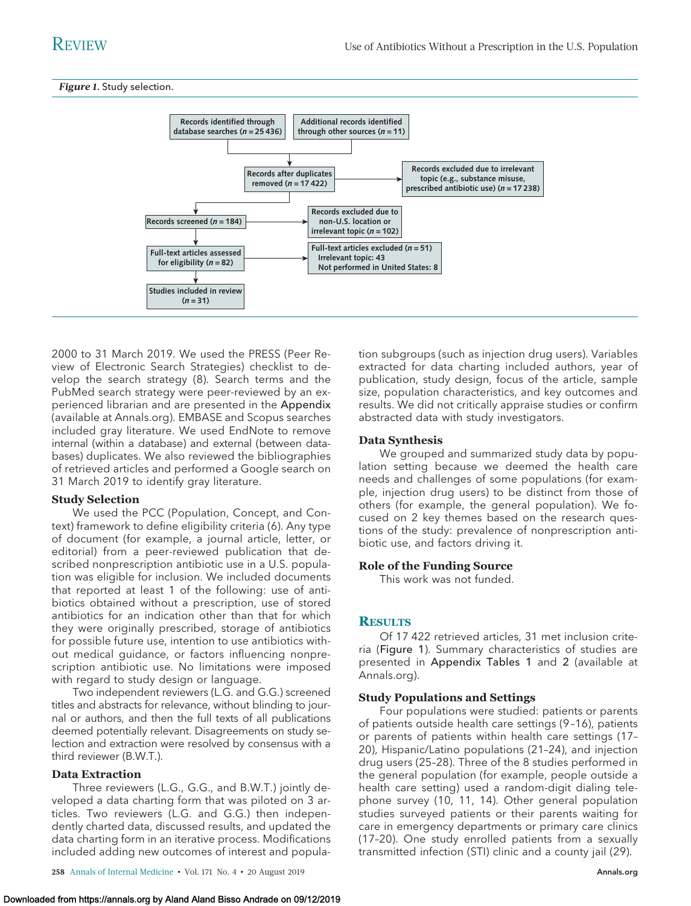*Figure 1.* Study selection.

Records identified through database searches (*n* = 25 436)

Additional records identified through other sources (*n* = 11)

Records after duplicates removed (*n* = 17 422)

Records excluded due to irrelevant topic (e.g., substance misuse, prescribed antibiotic use) (*n* = 17 238)

Records screened (*n* = 184)

Records excluded due to non-U.S. location or irrelevant topic (*n* = 102)

Full-text articles assessed for eligibility (*n* = 82)

Full-text articles excluded (*n* = 51)
Irrelevant topic: 43
Not performed in United States: 8

Studies included in review (*n* = 31)

2000 to 31 March 2019. We used the PRESS (Peer Review of Electronic Search Strategies) checklist to develop the search strategy (8). Search terms and the PubMed search strategy were peer-reviewed by an experienced librarian and are presented in the Appendix (available at Annals.org). EMBASE and Scopus searches included gray literature. We used EndNote to remove internal (within a database) and external (between databases) duplicates. We also reviewed the bibliographies of retrieved articles and performed a Google search on 31 March 2019 to identify gray literature.

### Study Selection

We used the PCC (Population, Concept, and Context) framework to define eligibility criteria (6). Any type of document (for example, a journal article, letter, or editorial) from a peer-reviewed publication that described nonprescription antibiotic use in a U.S. population was eligible for inclusion. We included documents that reported at least 1 of the following: use of antibiotics obtained without a prescription, use of stored antibiotics for an indication other than that for which they were originally prescribed, storage of antibiotics for possible future use, intention to use antibiotics without medical guidance, or factors influencing nonprescription antibiotic use. No limitations were imposed with regard to study design or language.

Two independent reviewers (L.G. and G.G.) screened titles and abstracts for relevance, without blinding to journal or authors, and then the full texts of all publications deemed potentially relevant. Disagreements on study selection and extraction were resolved by consensus with a third reviewer (B.W.T.).

### Data Extraction

Three reviewers (L.G., G.G., and B.W.T.) jointly developed a data charting form that was piloted on 3 articles. Two reviewers (L.G. and G.G.) then independently charted data, discussed results, and updated the data charting form in an iterative process. Modifications included adding new outcomes of interest and population subgroups (such as injection drug users). Variables extracted for data charting included authors, year of publication, study design, focus of the article, sample size, population characteristics, and key outcomes and results. We did not critically appraise studies or confirm abstracted data with study investigators.

### Data Synthesis

We grouped and summarized study data by population setting because we deemed the health care needs and challenges of some populations (for example, injection drug users) to be distinct from those of others (for example, the general population). We focused on 2 key themes based on the research questions of the study: prevalence of nonprescription antibiotic use, and factors driving it.

### Role of the Funding Source

This work was not funded.

## Results

Of 17 422 retrieved articles, 31 met inclusion criteria (Figure 1). Summary characteristics of studies are presented in Appendix Tables 1 and 2 (available at Annals.org).

### Study Populations and Settings

Four populations were studied: patients or parents of patients outside health care settings (9–16), patients or parents of patients within health care settings (17–20), Hispanic/Latino populations (21–24), and injection drug users (25–28). Three of the 8 studies performed in the general population (for example, people outside a health care setting) used a random-digit dialing telephone survey (10, 11, 14). Other general population studies surveyed patients or their parents waiting for care in emergency departments or primary care clinics (17–20). One study enrolled patients from a sexually transmitted infection (STI) clinic and a county jail (29).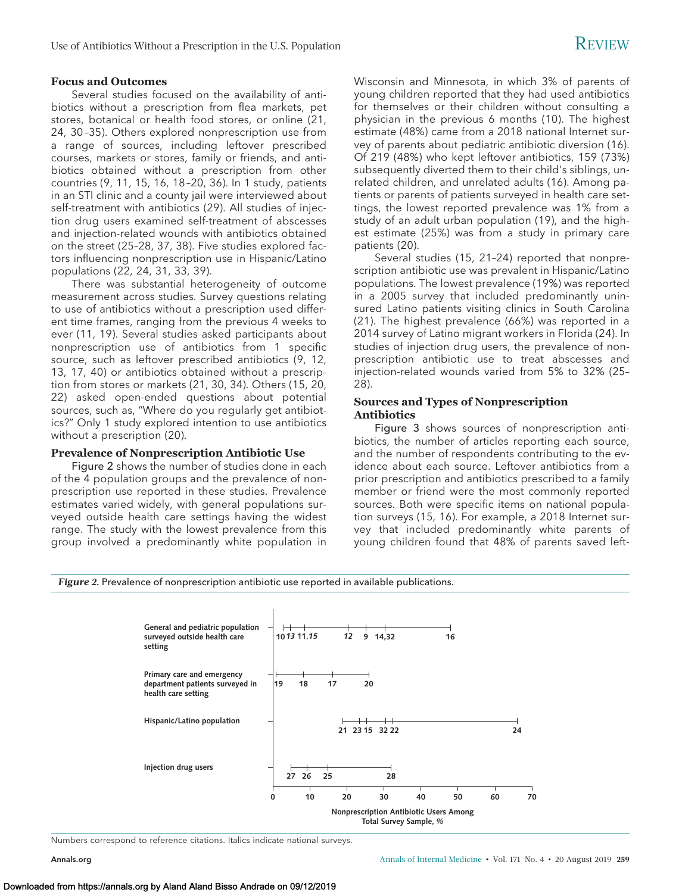### Focus and Outcomes

Several studies focused on the availability of antibiotics without a prescription from flea markets, pet stores, botanical or health food stores, or online (21, 24, 30–35). Others explored nonprescription use from a range of sources, including leftover prescribed courses, markets or stores, family or friends, and antibiotics obtained without a prescription from other countries (9, 11, 15, 16, 18–20, 36). In 1 study, patients in an STI clinic and a county jail were interviewed about self-treatment with antibiotics (29). All studies of injection drug users examined self-treatment of abscesses and injection-related wounds with antibiotics obtained on the street (25–28, 37, 38). Five studies explored factors influencing nonprescription use in Hispanic/Latino populations (22, 24, 31, 33, 39).

There was substantial heterogeneity of outcome measurement across studies. Survey questions relating to use of antibiotics without a prescription used different time frames, ranging from the previous 4 weeks to ever (11, 19). Several studies asked participants about nonprescription use of antibiotics from 1 specific source, such as leftover prescribed antibiotics (9, 12, 13, 17, 40) or antibiotics obtained without a prescription from stores or markets (21, 30, 34). Others (15, 20, 22) asked open-ended questions about potential sources, such as, "Where do you regularly get antibiotics?" Only 1 study explored intention to use antibiotics without a prescription (20).

### Prevalence of Nonprescription Antibiotic Use

Figure 2 shows the number of studies done in each of the 4 population groups and the prevalence of nonprescription use reported in these studies. Prevalence estimates varied widely, with general populations surveyed outside health care settings having the widest range. The study with the lowest prevalence from this group involved a predominantly white population in Wisconsin and Minnesota, in which 3% of parents of young children reported that they had used antibiotics for themselves or their children without consulting a physician in the previous 6 months (10). The highest estimate (48%) came from a 2018 national Internet survey of parents about pediatric antibiotic diversion (16). Of 219 (48%) who kept leftover antibiotics, 159 (73%) subsequently diverted them to their child's siblings, unrelated children, and unrelated adults (16). Among patients or parents of patients surveyed in health care settings, the lowest reported prevalence was 1% from a study of an adult urban population (19), and the highest estimate (25%) was from a study in primary care patients (20).

Several studies (15, 21–24) reported that nonprescription antibiotic use was prevalent in Hispanic/Latino populations. The lowest prevalence (19%) was reported in a 2005 survey that included predominantly uninsured Latino patients visiting clinics in South Carolina (21). The highest prevalence (66%) was reported in a 2014 survey of Latino migrant workers in Florida (24). In studies of injection drug users, the prevalence of nonprescription antibiotic use to treat abscesses and injection-related wounds varied from 5% to 32% (25–28).

### Sources and Types of Nonprescription Antibiotics

Figure 3 shows sources of nonprescription antibiotics, the number of articles reporting each source, and the number of respondents contributing to the evidence about each source. Leftover antibiotics from a prior prescription and antibiotics prescribed to a family member or friend were the most commonly reported sources. Both were specific items on national population surveys (15, 16). For example, a 2018 Internet survey that included predominantly white parents of young children found that 48% of parents saved left-

*Figure 2.* Prevalence of nonprescription antibiotic use reported in available publications.

| Population group | Studies (reference citations), ordered by prevalence |
|---|---|
| General and pediatric population surveyed outside health care setting | 10, *13*, 11, *15*, *12*, 9, 14, 32, *16* |
| Primary care and emergency department patients surveyed in health care setting | 19, 18, 17, 20 |
| Hispanic/Latino population | 21, 23, 15, 32, 22, 24 |
| Injection drug users | 27, 26, 25, 28 |

X-axis: Nonprescription Antibiotic Users Among Total Survey Sample, % (0–70)

Numbers correspond to reference citations. Italics indicate national surveys.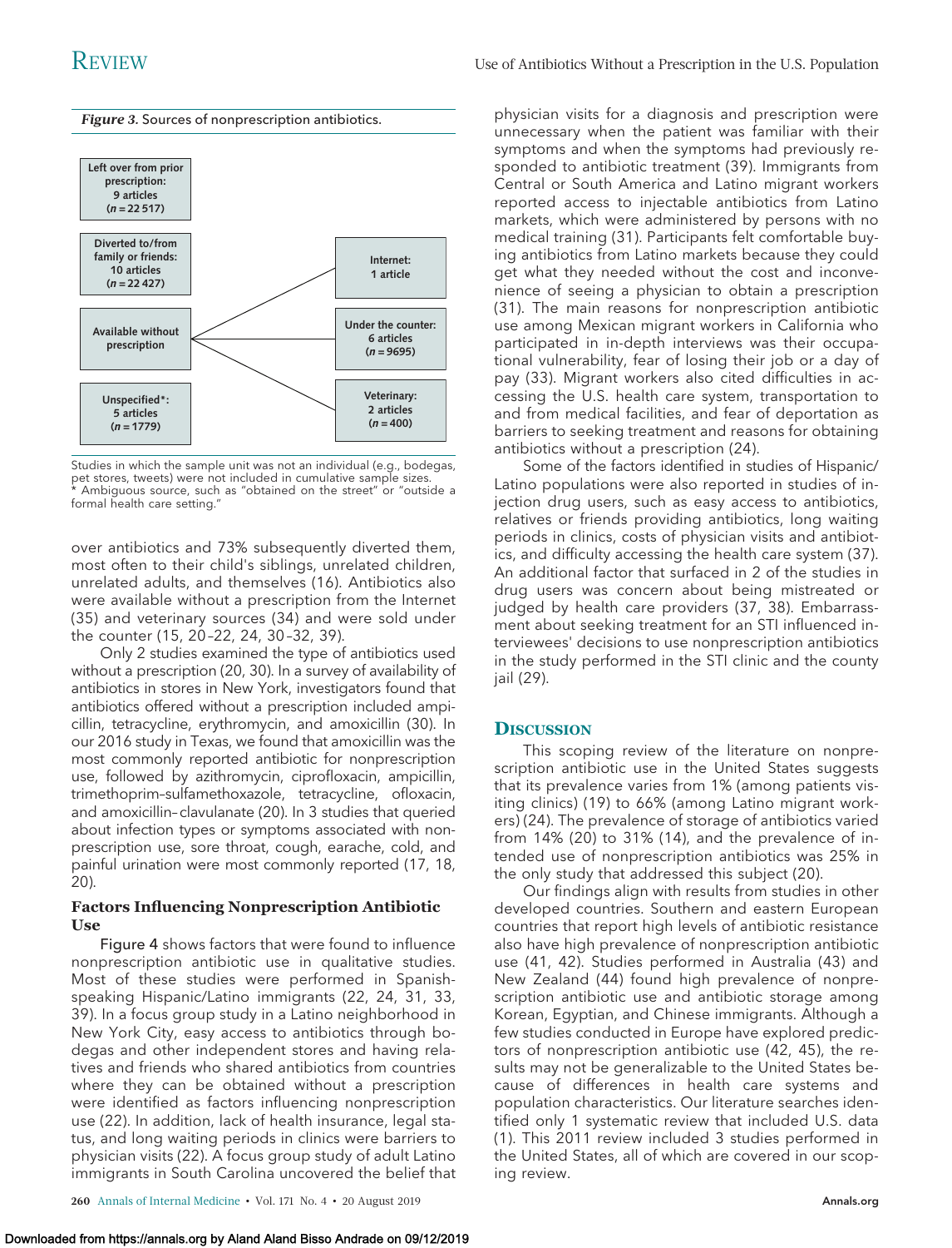*Figure 3.* Sources of nonprescription antibiotics.

Left over from prior prescription: 9 articles ($n$ = 22 517)

Diverted to/from family or friends: 10 articles ($n$ = 22 427)

Available without prescription

- Internet: 1 article
- Under the counter: 6 articles ($n$ = 9695)
- Veterinary: 2 articles ($n$ = 400)

Unspecified*: 5 articles ($n$ = 1779)

Studies in which the sample unit was not an individual (e.g., bodegas, pet stores, tweets) were not included in cumulative sample sizes.
* Ambiguous source, such as "obtained on the street" or "outside a formal health care setting."

over antibiotics and 73% subsequently diverted them, most often to their child's siblings, unrelated children, unrelated adults, and themselves (16). Antibiotics also were available without a prescription from the Internet (35) and veterinary sources (34) and were sold under the counter (15, 20–22, 24, 30–32, 39).

Only 2 studies examined the type of antibiotics used without a prescription (20, 30). In a survey of availability of antibiotics in stores in New York, investigators found that antibiotics offered without a prescription included ampicillin, tetracycline, erythromycin, and amoxicillin (30). In our 2016 study in Texas, we found that amoxicillin was the most commonly reported antibiotic for nonprescription use, followed by azithromycin, ciprofloxacin, ampicillin, trimethoprim–sulfamethoxazole, tetracycline, ofloxacin, and amoxicillin–clavulanate (20). In 3 studies that queried about infection types or symptoms associated with nonprescription use, sore throat, cough, earache, cold, and painful urination were most commonly reported (17, 18, 20).

### Factors Influencing Nonprescription Antibiotic Use

Figure 4 shows factors that were found to influence nonprescription antibiotic use in qualitative studies. Most of these studies were performed in Spanish-speaking Hispanic/Latino immigrants (22, 24, 31, 33, 39). In a focus group study in a Latino neighborhood in New York City, easy access to antibiotics through bodegas and other independent stores and having relatives and friends who shared antibiotics from countries where they can be obtained without a prescription were identified as factors influencing nonprescription use (22). In addition, lack of health insurance, legal status, and long waiting periods in clinics were barriers to physician visits (22). A focus group study of adult Latino immigrants in South Carolina uncovered the belief that physician visits for a diagnosis and prescription were unnecessary when the patient was familiar with their symptoms and when the symptoms had previously responded to antibiotic treatment (39). Immigrants from Central or South America and Latino migrant workers reported access to injectable antibiotics from Latino markets, which were administered by persons with no medical training (31). Participants felt comfortable buying antibiotics from Latino markets because they could get what they needed without the cost and inconvenience of seeing a physician to obtain a prescription (31). The main reasons for nonprescription antibiotic use among Mexican migrant workers in California who participated in in-depth interviews was their occupational vulnerability, fear of losing their job or a day of pay (33). Migrant workers also cited difficulties in accessing the U.S. health care system, transportation to and from medical facilities, and fear of deportation as barriers to seeking treatment and reasons for obtaining antibiotics without a prescription (24).

Some of the factors identified in studies of Hispanic/Latino populations were also reported in studies of injection drug users, such as easy access to antibiotics, relatives or friends providing antibiotics, long waiting periods in clinics, costs of physician visits and antibiotics, and difficulty accessing the health care system (37). An additional factor that surfaced in 2 of the studies in drug users was concern about being mistreated or judged by health care providers (37, 38). Embarrassment about seeking treatment for an STI influenced interviewees' decisions to use nonprescription antibiotics in the study performed in the STI clinic and the county jail (29).

## Discussion

This scoping review of the literature on nonprescription antibiotic use in the United States suggests that its prevalence varies from 1% (among patients visiting clinics) (19) to 66% (among Latino migrant workers) (24). The prevalence of storage of antibiotics varied from 14% (20) to 31% (14), and the prevalence of intended use of nonprescription antibiotics was 25% in the only study that addressed this subject (20).

Our findings align with results from studies in other developed countries. Southern and eastern European countries that report high levels of antibiotic resistance also have high prevalence of nonprescription antibiotic use (41, 42). Studies performed in Australia (43) and New Zealand (44) found high prevalence of nonprescription antibiotic use and antibiotic storage among Korean, Egyptian, and Chinese immigrants. Although a few studies conducted in Europe have explored predictors of nonprescription antibiotic use (42, 45), the results may not be generalizable to the United States because of differences in health care systems and population characteristics. Our literature searches identified only 1 systematic review that included U.S. data (1). This 2011 review included 3 studies performed in the United States, all of which are covered in our scoping review.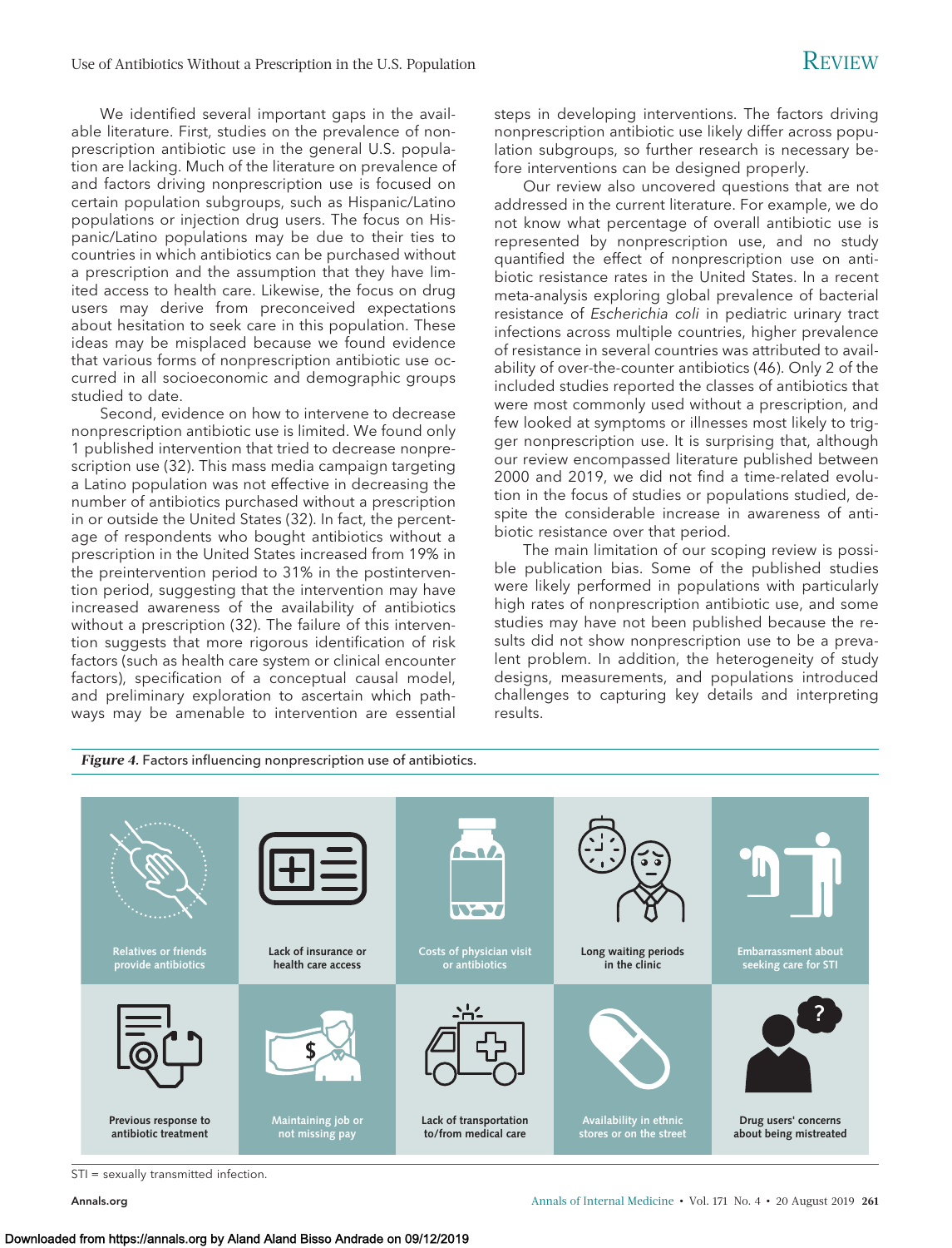We identified several important gaps in the available literature. First, studies on the prevalence of nonprescription antibiotic use in the general U.S. population are lacking. Much of the literature on prevalence of and factors driving nonprescription use is focused on certain population subgroups, such as Hispanic/Latino populations or injection drug users. The focus on Hispanic/Latino populations may be due to their ties to countries in which antibiotics can be purchased without a prescription and the assumption that they have limited access to health care. Likewise, the focus on drug users may derive from preconceived expectations about hesitation to seek care in this population. These ideas may be misplaced because we found evidence that various forms of nonprescription antibiotic use occurred in all socioeconomic and demographic groups studied to date.

Second, evidence on how to intervene to decrease nonprescription antibiotic use is limited. We found only 1 published intervention that tried to decrease nonprescription use (32). This mass media campaign targeting a Latino population was not effective in decreasing the number of antibiotics purchased without a prescription in or outside the United States (32). In fact, the percentage of respondents who bought antibiotics without a prescription in the United States increased from 19% in the preintervention period to 31% in the postintervention period, suggesting that the intervention may have increased awareness of the availability of antibiotics without a prescription (32). The failure of this intervention suggests that more rigorous identification of risk factors (such as health care system or clinical encounter factors), specification of a conceptual causal model, and preliminary exploration to ascertain which pathways may be amenable to intervention are essential steps in developing interventions. The factors driving nonprescription antibiotic use likely differ across population subgroups, so further research is necessary before interventions can be designed properly.

Our review also uncovered questions that are not addressed in the current literature. For example, we do not know what percentage of overall antibiotic use is represented by nonprescription use, and no study quantified the effect of nonprescription use on antibiotic resistance rates in the United States. In a recent meta-analysis exploring global prevalence of bacterial resistance of *Escherichia coli* in pediatric urinary tract infections across multiple countries, higher prevalence of resistance in several countries was attributed to availability of over-the-counter antibiotics (46). Only 2 of the included studies reported the classes of antibiotics that were most commonly used without a prescription, and few looked at symptoms or illnesses most likely to trigger nonprescription use. It is surprising that, although our review encompassed literature published between 2000 and 2019, we did not find a time-related evolution in the focus of studies or populations studied, despite the considerable increase in awareness of antibiotic resistance over that period.

The main limitation of our scoping review is possible publication bias. Some of the published studies were likely performed in populations with particularly high rates of nonprescription antibiotic use, and some studies may have not been published because the results did not show nonprescription use to be a prevalent problem. In addition, the heterogeneity of study designs, measurements, and populations introduced challenges to capturing key details and interpreting results.

***Figure 4.*** Factors influencing nonprescription use of antibiotics.

Relatives or friends provide antibiotics

Lack of insurance or health care access

Costs of physician visit or antibiotics

Long waiting periods in the clinic

Embarrassment about seeking care for STI

Previous response to antibiotic treatment

Maintaining job or not missing pay

Lack of transportation to/from medical care

Availability in ethnic stores or on the street

Drug users' concerns about being mistreated

STI = sexually transmitted infection.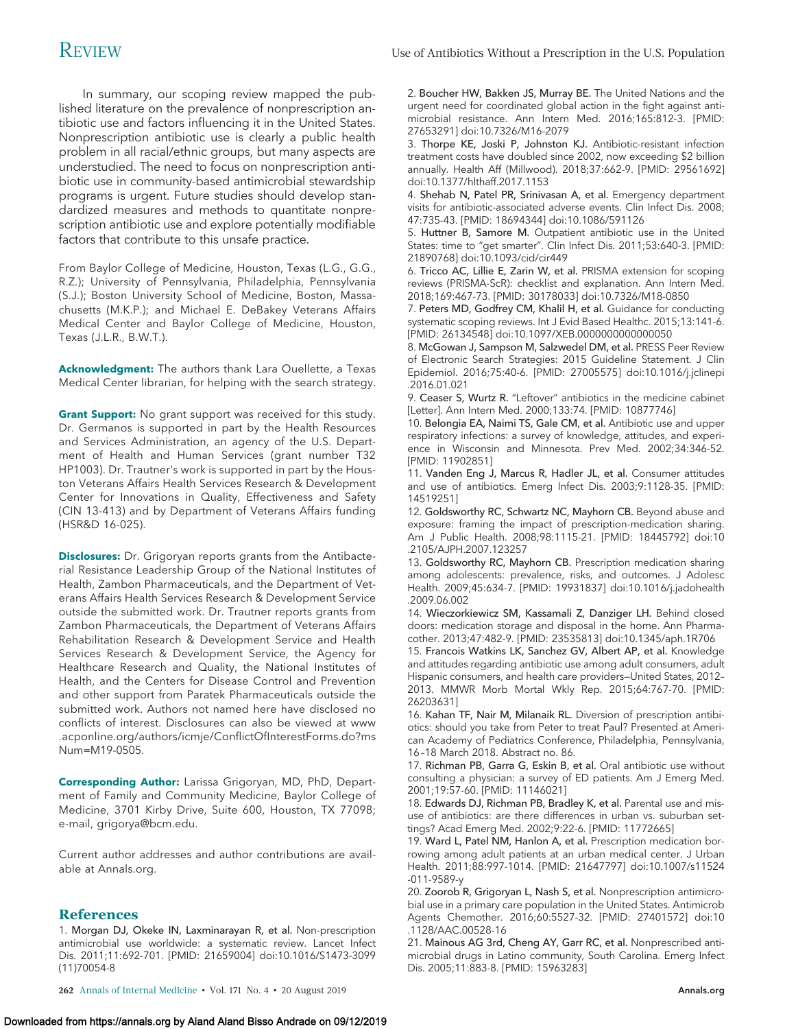In summary, our scoping review mapped the published literature on the prevalence of nonprescription antibiotic use and factors influencing it in the United States. Nonprescription antibiotic use is clearly a public health problem in all racial/ethnic groups, but many aspects are understudied. The need to focus on nonprescription antibiotic use in community-based antimicrobial stewardship programs is urgent. Future studies should develop standardized measures and methods to quantitate nonprescription antibiotic use and explore potentially modifiable factors that contribute to this unsafe practice.

From Baylor College of Medicine, Houston, Texas (L.G., G.G., R.Z.); University of Pennsylvania, Philadelphia, Pennsylvania (S.J.); Boston University School of Medicine, Boston, Massachusetts (M.K.P.); and Michael E. DeBakey Veterans Affairs Medical Center and Baylor College of Medicine, Houston, Texas (J.L.R., B.W.T.).

**Acknowledgment:** The authors thank Lara Ouellette, a Texas Medical Center librarian, for helping with the search strategy.

**Grant Support:** No grant support was received for this study. Dr. Germanos is supported in part by the Health Resources and Services Administration, an agency of the U.S. Department of Health and Human Services (grant number T32 HP1003). Dr. Trautner's work is supported in part by the Houston Veterans Affairs Health Services Research & Development Center for Innovations in Quality, Effectiveness and Safety (CIN 13-413) and by Department of Veterans Affairs funding (HSR&D 16-025).

**Disclosures:** Dr. Grigoryan reports grants from the Antibacterial Resistance Leadership Group of the National Institutes of Health, Zambon Pharmaceuticals, and the Department of Veterans Affairs Health Services Research & Development Service outside the submitted work. Dr. Trautner reports grants from Zambon Pharmaceuticals, the Department of Veterans Affairs Rehabilitation Research & Development Service and Health Services Research & Development Service, the Agency for Healthcare Research and Quality, the National Institutes of Health, and the Centers for Disease Control and Prevention and other support from Paratek Pharmaceuticals outside the submitted work. Authors not named here have disclosed no conflicts of interest. Disclosures can also be viewed at www.acponline.org/authors/icmje/ConflictOfInterestForms.do?msNum=M19-0505.

**Corresponding Author:** Larissa Grigoryan, MD, PhD, Department of Family and Community Medicine, Baylor College of Medicine, 3701 Kirby Drive, Suite 600, Houston, TX 77098; e-mail, grigorya@bcm.edu.

Current author addresses and author contributions are available at Annals.org.

## References

1. Morgan DJ, Okeke IN, Laxminarayan R, et al. Non-prescription antimicrobial use worldwide: a systematic review. Lancet Infect Dis. 2011;11:692-701. [PMID: 21659004] doi:10.1016/S1473-3099(11)70054-8
2. Boucher HW, Bakken JS, Murray BE. The United Nations and the urgent need for coordinated global action in the fight against antimicrobial resistance. Ann Intern Med. 2016;165:812-3. [PMID: 27653291] doi:10.7326/M16-2079
3. Thorpe KE, Joski P, Johnston KJ. Antibiotic-resistant infection treatment costs have doubled since 2002, now exceeding $2 billion annually. Health Aff (Millwood). 2018;37:662-9. [PMID: 29561692] doi:10.1377/hlthaff.2017.1153
4. Shehab N, Patel PR, Srinivasan A, et al. Emergency department visits for antibiotic-associated adverse events. Clin Infect Dis. 2008;47:735-43. [PMID: 18694344] doi:10.1086/591126
5. Huttner B, Samore M. Outpatient antibiotic use in the United States: time to "get smarter". Clin Infect Dis. 2011;53:640-3. [PMID: 21890768] doi:10.1093/cid/cir449
6. Tricco AC, Lillie E, Zarin W, et al. PRISMA extension for scoping reviews (PRISMA-ScR): checklist and explanation. Ann Intern Med. 2018;169:467-73. [PMID: 30178033] doi:10.7326/M18-0850
7. Peters MD, Godfrey CM, Khalil H, et al. Guidance for conducting systematic scoping reviews. Int J Evid Based Healthc. 2015;13:141-6. [PMID: 26134548] doi:10.1097/XEB.0000000000000050
8. McGowan J, Sampson M, Salzwedel DM, et al. PRESS Peer Review of Electronic Search Strategies: 2015 Guideline Statement. J Clin Epidemiol. 2016;75:40-6. [PMID: 27005575] doi:10.1016/j.jclinepi.2016.01.021
9. Ceaser S, Wurtz R. "Leftover" antibiotics in the medicine cabinet [Letter]. Ann Intern Med. 2000;133:74. [PMID: 10877746]
10. Belongia EA, Naimi TS, Gale CM, et al. Antibiotic use and upper respiratory infections: a survey of knowledge, attitudes, and experience in Wisconsin and Minnesota. Prev Med. 2002;34:346-52. [PMID: 11902851]
11. Vanden Eng J, Marcus R, Hadler JL, et al. Consumer attitudes and use of antibiotics. Emerg Infect Dis. 2003;9:1128-35. [PMID: 14519251]
12. Goldsworthy RC, Schwartz NC, Mayhorn CB. Beyond abuse and exposure: framing the impact of prescription-medication sharing. Am J Public Health. 2008;98:1115-21. [PMID: 18445792] doi:10.2105/AJPH.2007.123257
13. Goldsworthy RC, Mayhorn CB. Prescription medication sharing among adolescents: prevalence, risks, and outcomes. J Adolesc Health. 2009;45:634-7. [PMID: 19931837] doi:10.1016/j.jadohealth.2009.06.002
14. Wieczorkiewicz SM, Kassamali Z, Danziger LH. Behind closed doors: medication storage and disposal in the home. Ann Pharmacother. 2013;47:482-9. [PMID: 23535813] doi:10.1345/aph.1R706
15. Francois Watkins LK, Sanchez GV, Albert AP, et al. Knowledge and attitudes regarding antibiotic use among adult consumers, adult Hispanic consumers, and health care providers—United States, 2012–2013. MMWR Morb Mortal Wkly Rep. 2015;64:767-70. [PMID: 26203631]
16. Kahan TF, Nair M, Milanaik RL. Diversion of prescription antibiotics: should you take from Peter to treat Paul? Presented at American Academy of Pediatrics Conference, Philadelphia, Pennsylvania, 16–18 March 2018. Abstract no. 86.
17. Richman PB, Garra G, Eskin B, et al. Oral antibiotic use without consulting a physician: a survey of ED patients. Am J Emerg Med. 2001;19:57-60. [PMID: 11146021]
18. Edwards DJ, Richman PB, Bradley K, et al. Parental use and misuse of antibiotics: are there differences in urban vs. suburban settings? Acad Emerg Med. 2002;9:22-6. [PMID: 11772665]
19. Ward L, Patel NM, Hanlon A, et al. Prescription medication borrowing among adult patients at an urban medical center. J Urban Health. 2011;88:997-1014. [PMID: 21647797] doi:10.1007/s11524-011-9589-y
20. Zoorob R, Grigoryan L, Nash S, et al. Nonprescription antimicrobial use in a primary care population in the United States. Antimicrob Agents Chemother. 2016;60:5527-32. [PMID: 27401572] doi:10.1128/AAC.00528-16
21. Mainous AG 3rd, Cheng AY, Garr RC, et al. Nonprescribed antimicrobial drugs in Latino community, South Carolina. Emerg Infect Dis. 2005;11:883-8. [PMID: 15963283]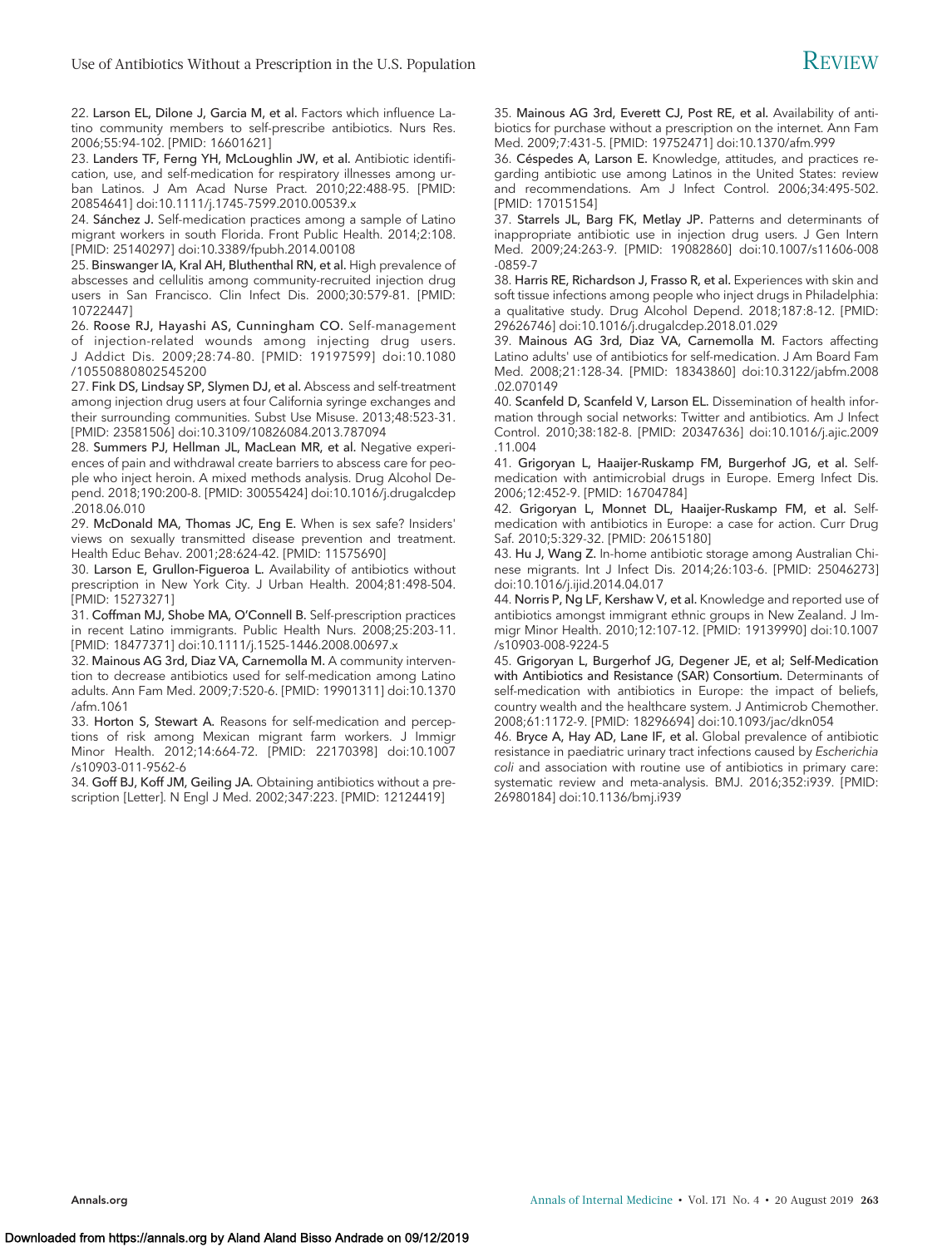22. Larson EL, Dilone J, Garcia M, et al. Factors which influence Latino community members to self-prescribe antibiotics. Nurs Res. 2006;55:94-102. [PMID: 16601621]

23. Landers TF, Ferng YH, McLoughlin JW, et al. Antibiotic identification, use, and self-medication for respiratory illnesses among urban Latinos. J Am Acad Nurse Pract. 2010;22:488-95. [PMID: 20854641] doi:10.1111/j.1745-7599.2010.00539.x

24. Sánchez J. Self-medication practices among a sample of Latino migrant workers in south Florida. Front Public Health. 2014;2:108. [PMID: 25140297] doi:10.3389/fpubh.2014.00108

25. Binswanger IA, Kral AH, Bluthenthal RN, et al. High prevalence of abscesses and cellulitis among community-recruited injection drug users in San Francisco. Clin Infect Dis. 2000;30:579-81. [PMID: 10722447]

26. Roose RJ, Hayashi AS, Cunningham CO. Self-management of injection-related wounds among injecting drug users. J Addict Dis. 2009;28:74-80. [PMID: 19197599] doi:10.1080/10550880802545200

27. Fink DS, Lindsay SP, Slymen DJ, et al. Abscess and self-treatment among injection drug users at four California syringe exchanges and their surrounding communities. Subst Use Misuse. 2013;48:523-31. [PMID: 23581506] doi:10.3109/10826084.2013.787094

28. Summers PJ, Hellman JL, MacLean MR, et al. Negative experiences of pain and withdrawal create barriers to abscess care for people who inject heroin. A mixed methods analysis. Drug Alcohol Depend. 2018;190:200-8. [PMID: 30055424] doi:10.1016/j.drugalcdep.2018.06.010

29. McDonald MA, Thomas JC, Eng E. When is sex safe? Insiders' views on sexually transmitted disease prevention and treatment. Health Educ Behav. 2001;28:624-42. [PMID: 11575690]

30. Larson E, Grullon-Figueroa L. Availability of antibiotics without prescription in New York City. J Urban Health. 2004;81:498-504. [PMID: 15273271]

31. Coffman MJ, Shobe MA, O'Connell B. Self-prescription practices in recent Latino immigrants. Public Health Nurs. 2008;25:203-11. [PMID: 18477371] doi:10.1111/j.1525-1446.2008.00697.x

32. Mainous AG 3rd, Diaz VA, Carnemolla M. A community intervention to decrease antibiotics used for self-medication among Latino adults. Ann Fam Med. 2009;7:520-6. [PMID: 19901311] doi:10.1370/afm.1061

33. Horton S, Stewart A. Reasons for self-medication and perceptions of risk among Mexican migrant farm workers. J Immigr Minor Health. 2012;14:664-72. [PMID: 22170398] doi:10.1007/s10903-011-9562-6

34. Goff BJ, Koff JM, Geiling JA. Obtaining antibiotics without a prescription [Letter]. N Engl J Med. 2002;347:223. [PMID: 12124419]

35. Mainous AG 3rd, Everett CJ, Post RE, et al. Availability of antibiotics for purchase without a prescription on the internet. Ann Fam Med. 2009;7:431-5. [PMID: 19752471] doi:10.1370/afm.999

36. Céspedes A, Larson E. Knowledge, attitudes, and practices regarding antibiotic use among Latinos in the United States: review and recommendations. Am J Infect Control. 2006;34:495-502. [PMID: 17015154]

37. Starrels JL, Barg FK, Metlay JP. Patterns and determinants of inappropriate antibiotic use in injection drug users. J Gen Intern Med. 2009;24:263-9. [PMID: 19082860] doi:10.1007/s11606-008-0859-7

38. Harris RE, Richardson J, Frasso R, et al. Experiences with skin and soft tissue infections among people who inject drugs in Philadelphia: a qualitative study. Drug Alcohol Depend. 2018;187:8-12. [PMID: 29626746] doi:10.1016/j.drugalcdep.2018.01.029

39. Mainous AG 3rd, Diaz VA, Carnemolla M. Factors affecting Latino adults' use of antibiotics for self-medication. J Am Board Fam Med. 2008;21:128-34. [PMID: 18343860] doi:10.3122/jabfm.2008.02.070149

40. Scanfeld D, Scanfeld V, Larson EL. Dissemination of health information through social networks: Twitter and antibiotics. Am J Infect Control. 2010;38:182-8. [PMID: 20347636] doi:10.1016/j.ajic.2009.11.004

41. Grigoryan L, Haaijer-Ruskamp FM, Burgerhof JG, et al. Self-medication with antimicrobial drugs in Europe. Emerg Infect Dis. 2006;12:452-9. [PMID: 16704784]

42. Grigoryan L, Monnet DL, Haaijer-Ruskamp FM, et al. Self-medication with antibiotics in Europe: a case for action. Curr Drug Saf. 2010;5:329-32. [PMID: 20615180]

43. Hu J, Wang Z. In-home antibiotic storage among Australian Chinese migrants. Int J Infect Dis. 2014;26:103-6. [PMID: 25046273] doi:10.1016/j.ijid.2014.04.017

44. Norris P, Ng LF, Kershaw V, et al. Knowledge and reported use of antibiotics amongst immigrant ethnic groups in New Zealand. J Immigr Minor Health. 2010;12:107-12. [PMID: 19139990] doi:10.1007/s10903-008-9224-5

45. Grigoryan L, Burgerhof JG, Degener JE, et al; Self-Medication with Antibiotics and Resistance (SAR) Consortium. Determinants of self-medication with antibiotics in Europe: the impact of beliefs, country wealth and the healthcare system. J Antimicrob Chemother. 2008;61:1172-9. [PMID: 18296694] doi:10.1093/jac/dkn054

46. Bryce A, Hay AD, Lane IF, et al. Global prevalence of antibiotic resistance in paediatric urinary tract infections caused by *Escherichia coli* and association with routine use of antibiotics in primary care: systematic review and meta-analysis. BMJ. 2016;352:i939. [PMID: 26980184] doi:10.1136/bmj.i939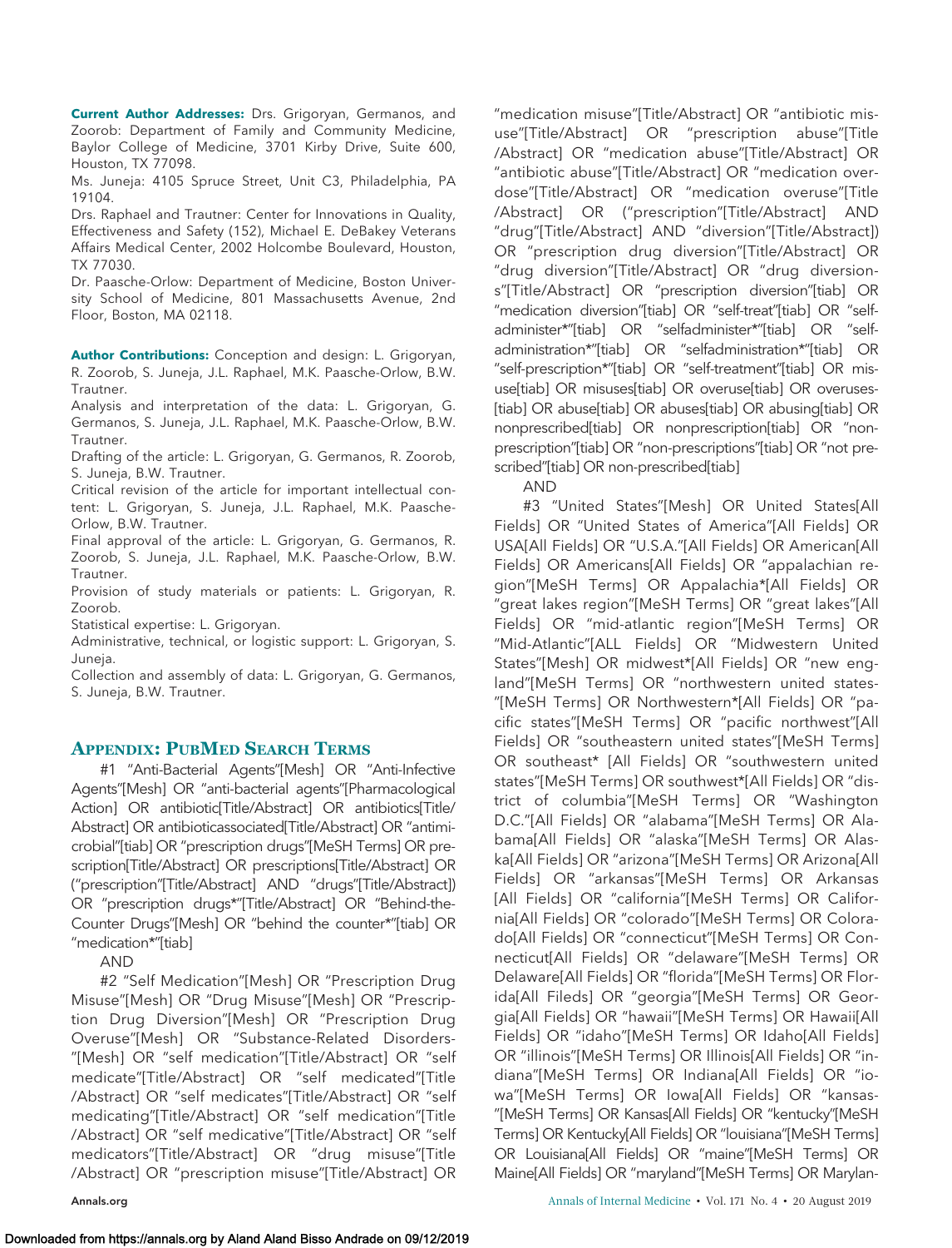**Current Author Addresses:** Drs. Grigoryan, Germanos, and Zoorob: Department of Family and Community Medicine, Baylor College of Medicine, 3701 Kirby Drive, Suite 600, Houston, TX 77098.
Ms. Juneja: 4105 Spruce Street, Unit C3, Philadelphia, PA 19104.
Drs. Raphael and Trautner: Center for Innovations in Quality, Effectiveness and Safety (152), Michael E. DeBakey Veterans Affairs Medical Center, 2002 Holcombe Boulevard, Houston, TX 77030.
Dr. Paasche-Orlow: Department of Medicine, Boston University School of Medicine, 801 Massachusetts Avenue, 2nd Floor, Boston, MA 02118.

**Author Contributions:** Conception and design: L. Grigoryan, R. Zoorob, S. Juneja, J.L. Raphael, M.K. Paasche-Orlow, B.W. Trautner.
Analysis and interpretation of the data: L. Grigoryan, G. Germanos, S. Juneja, J.L. Raphael, M.K. Paasche-Orlow, B.W. Trautner.
Drafting of the article: L. Grigoryan, G. Germanos, R. Zoorob, S. Juneja, B.W. Trautner.
Critical revision of the article for important intellectual content: L. Grigoryan, S. Juneja, J.L. Raphael, M.K. Paasche-Orlow, B.W. Trautner.
Final approval of the article: L. Grigoryan, G. Germanos, R. Zoorob, S. Juneja, J.L. Raphael, M.K. Paasche-Orlow, B.W. Trautner.
Provision of study materials or patients: L. Grigoryan, R. Zoorob.
Statistical expertise: L. Grigoryan.
Administrative, technical, or logistic support: L. Grigoryan, S. Juneja.
Collection and assembly of data: L. Grigoryan, G. Germanos, S. Juneja, B.W. Trautner.

## Appendix: PubMed Search Terms

#1 "Anti-Bacterial Agents"[Mesh] OR "Anti-Infective Agents"[Mesh] OR "anti-bacterial agents"[Pharmacological Action] OR antibiotic[Title/Abstract] OR antibiotics[Title/Abstract] OR antibioticassociated[Title/Abstract] OR "antimicrobial"[tiab] OR "prescription drugs"[MeSH Terms] OR prescription[Title/Abstract] OR prescriptions[Title/Abstract] OR ("prescription"[Title/Abstract] AND "drugs"[Title/Abstract]) OR "prescription drugs*"[Title/Abstract] OR "Behind-the-Counter Drugs"[Mesh] OR "behind the counter*"[tiab] OR "medication*"[tiab]

AND

#2 "Self Medication"[Mesh] OR "Prescription Drug Misuse"[Mesh] OR "Drug Misuse"[Mesh] OR "Prescription Drug Diversion"[Mesh] OR "Prescription Drug Overuse"[Mesh] OR "Substance-Related Disorders"[Mesh] OR "self medication"[Title/Abstract] OR "self medicate"[Title/Abstract] OR "self medicated"[Title/Abstract] OR "self medicates"[Title/Abstract] OR "self medicating"[Title/Abstract] OR "self medication"[Title/Abstract] OR "self medicative"[Title/Abstract] OR "self medicators"[Title/Abstract] OR "drug misuse"[Title/Abstract] OR "prescription misuse"[Title/Abstract] OR "medication misuse"[Title/Abstract] OR "antibiotic misuse"[Title/Abstract] OR "prescription abuse"[Title/Abstract] OR "medication abuse"[Title/Abstract] OR "antibiotic abuse"[Title/Abstract] OR "medication overdose"[Title/Abstract] OR "medication overuse"[Title/Abstract] OR ("prescription"[Title/Abstract] AND "drug"[Title/Abstract] AND "diversion"[Title/Abstract]) OR "prescription drug diversion"[Title/Abstract] OR "drug diversion"[Title/Abstract] OR "drug diversions"[Title/Abstract] OR "prescription diversion"[tiab] OR "medication diversion"[tiab] OR "self-treat"[tiab] OR "self-administer*"[tiab] OR "selfadminister*"[tiab] OR "self-administration*"[tiab] OR "selfadministration*"[tiab] OR "self-prescription*"[tiab] OR "self-treatment"[tiab] OR misuse[tiab] OR misuses[tiab] OR overuse[tiab] OR overuses[tiab] OR abuse[tiab] OR abuses[tiab] OR abusing[tiab] OR nonprescribed[tiab] OR nonprescription[tiab] OR "non-prescription"[tiab] OR "non-prescriptions"[tiab] OR "not prescribed"[tiab] OR non-prescribed[tiab]

AND

#3 "United States"[Mesh] OR United States[All Fields] OR "United States of America"[All Fields] OR USA[All Fields] OR "U.S.A."[All Fields] OR American[All Fields] OR Americans[All Fields] OR "appalachian region"[MeSH Terms] OR Appalachia*[All Fields] OR "great lakes region"[MeSH Terms] OR "great lakes"[All Fields] OR "mid-atlantic region"[MeSH Terms] OR "Mid-Atlantic"[ALL Fields] OR "Midwestern United States"[Mesh] OR midwest*[All Fields] OR "new england"[MeSH Terms] OR "northwestern united states"[MeSH Terms] OR Northwestern*[All Fields] OR "pacific states"[MeSH Terms] OR "pacific northwest"[All Fields] OR "southeastern united states"[MeSH Terms] OR southeast* [All Fields] OR "southwestern united states"[MeSH Terms] OR southwest*[All Fields] OR "district of columbia"[MeSH Terms] OR "Washington D.C."[All Fields] OR "alabama"[MeSH Terms] OR Alabama[All Fields] OR "alaska"[MeSH Terms] OR Alaska[All Fields] OR "arizona"[MeSH Terms] OR Arizona[All Fields] OR "arkansas"[MeSH Terms] OR Arkansas [All Fields] OR "california"[MeSH Terms] OR California[All Fields] OR "colorado"[MeSH Terms] OR Colorado[All Fields] OR "connecticut"[MeSH Terms] OR Connecticut[All Fields] OR "delaware"[MeSH Terms] OR Delaware[All Fields] OR "florida"[MeSH Terms] OR Florida[All Fileds] OR "georgia"[MeSH Terms] OR Georgia[All Fields] OR "hawaii"[MeSH Terms] OR Hawaii[All Fields] OR "idaho"[MeSH Terms] OR Idaho[All Fields] OR "illinois"[MeSH Terms] OR Illinois[All Fields] OR "indiana"[MeSH Terms] OR Indiana[All Fields] OR "iowa"[MeSH Terms] OR Iowa[All Fields] OR "kansas"[MeSH Terms] OR Kansas[All Fields] OR "kentucky"[MeSH Terms] OR Kentucky[All Fields] OR "louisiana"[MeSH Terms] OR Louisiana[All Fields] OR "maine"[MeSH Terms] OR Maine[All Fields] OR "maryland"[MeSH Terms] OR Marylan-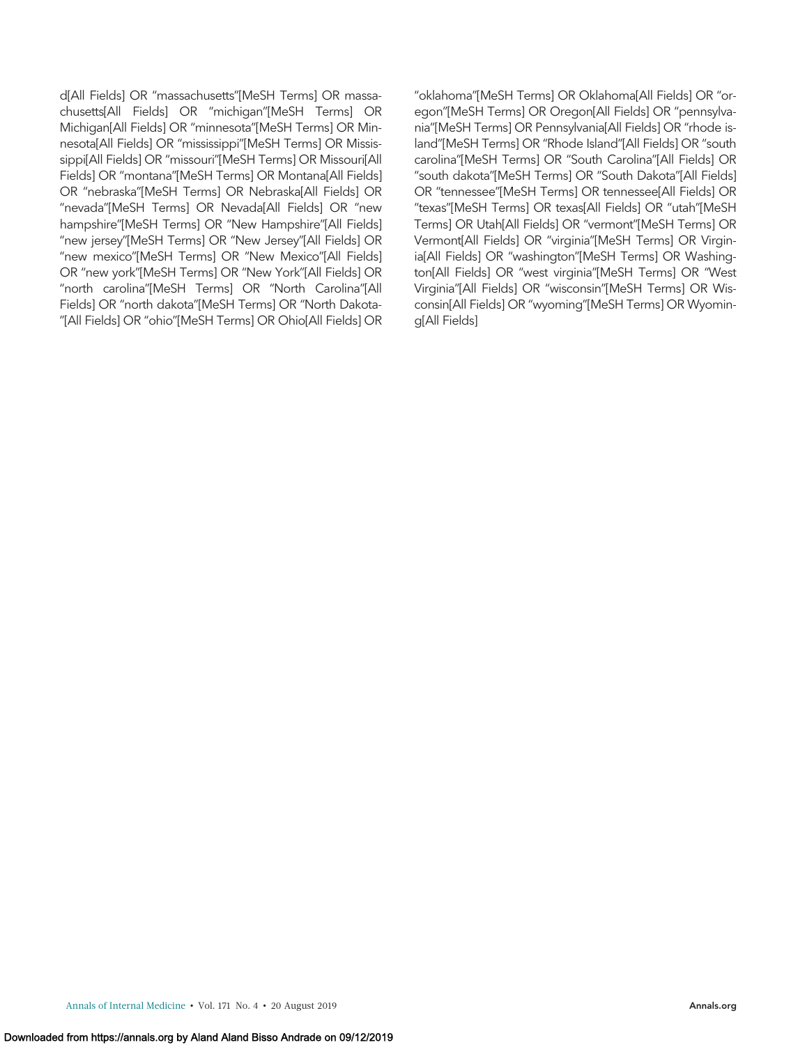d[All Fields] OR "massachusetts"[MeSH Terms] OR massachusetts[All Fields] OR "michigan"[MeSH Terms] OR Michigan[All Fields] OR "minnesota"[MeSH Terms] OR Minnesota[All Fields] OR "mississippi"[MeSH Terms] OR Mississippi[All Fields] OR "missouri"[MeSH Terms] OR Missouri[All Fields] OR "montana"[MeSH Terms] OR Montana[All Fields] OR "nebraska"[MeSH Terms] OR Nebraska[All Fields] OR "nevada"[MeSH Terms] OR Nevada[All Fields] OR "new hampshire"[MeSH Terms] OR "New Hampshire"[All Fields] "new jersey"[MeSH Terms] OR "New Jersey"[All Fields] OR "new mexico"[MeSH Terms] OR "New Mexico"[All Fields] OR "new york"[MeSH Terms] OR "New York"[All Fields] OR "north carolina"[MeSH Terms] OR "North Carolina"[All Fields] OR "north dakota"[MeSH Terms] OR "North Dakota"[All Fields] OR "ohio"[MeSH Terms] OR Ohio[All Fields] OR "oklahoma"[MeSH Terms] OR Oklahoma[All Fields] OR "oregon"[MeSH Terms] OR Oregon[All Fields] OR "pennsylvania"[MeSH Terms] OR Pennsylvania[All Fields] OR "rhode island"[MeSH Terms] OR "Rhode Island"[All Fields] OR "south carolina"[MeSH Terms] OR "South Carolina"[All Fields] OR "south dakota"[MeSH Terms] OR "South Dakota"[All Fields] OR "tennessee"[MeSH Terms] OR tennessee[All Fields] OR "texas"[MeSH Terms] OR texas[All Fields] OR "utah"[MeSH Terms] OR Utah[All Fields] OR "vermont"[MeSH Terms] OR Vermont[All Fields] OR "virginia"[MeSH Terms] OR Virginia[All Fields] OR "washington"[MeSH Terms] OR Washington[All Fields] OR "west virginia"[MeSH Terms] OR "West Virginia"[All Fields] OR "wisconsin"[MeSH Terms] OR Wisconsin[All Fields] OR "wyoming"[MeSH Terms] OR Wyoming[All Fields]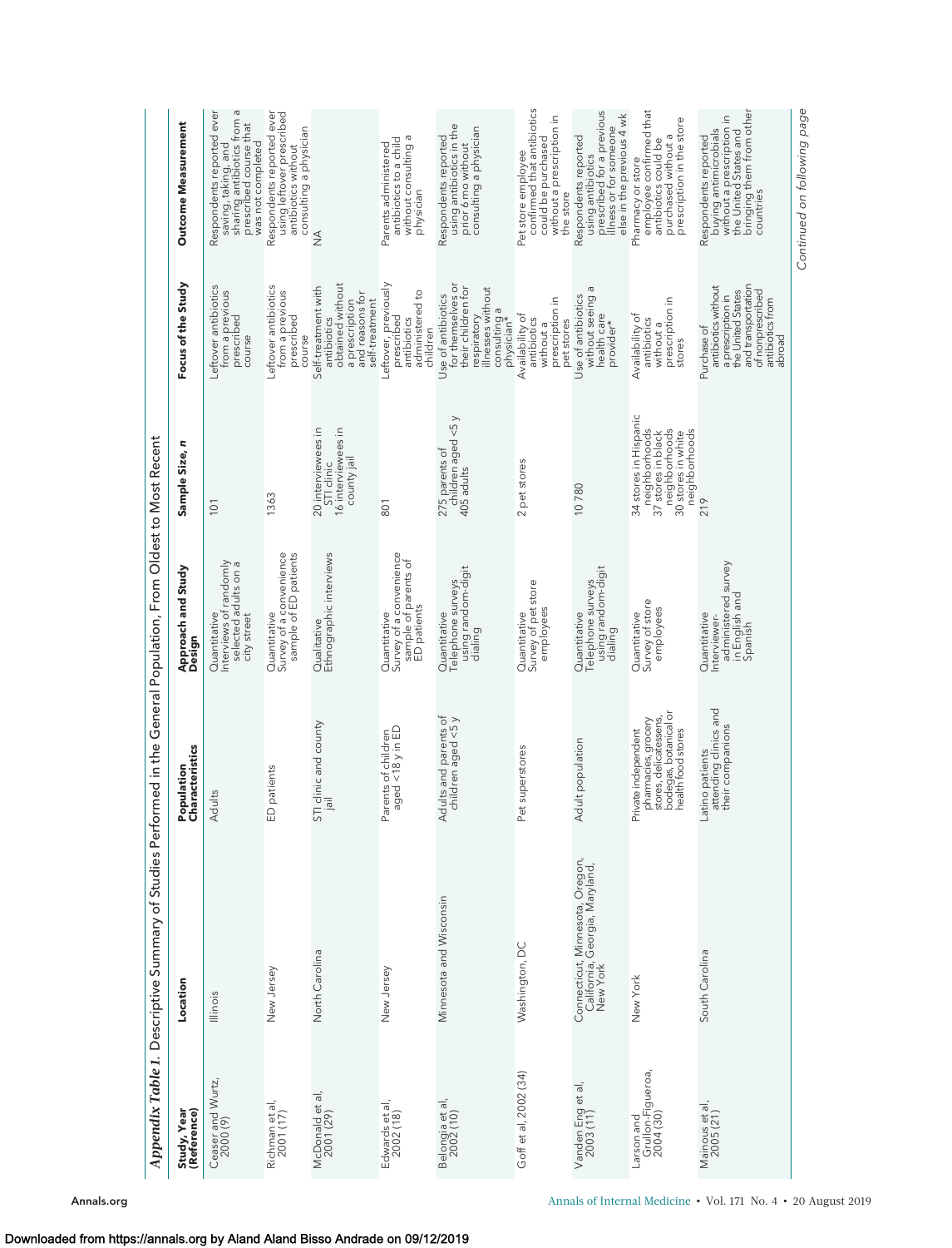*Appendix Table 1.* Descriptive Summary of Studies Performed in the General Population, From Oldest to Most Recent

| Study, Year (Reference) | Location | Population Characteristics | Approach and Study Design | Sample Size, n | Focus of the Study | Outcome Measurement |
|---|---|---|---|---|---|---|
| Ceaser and Wurtz, 2000 (9) | Illinois | Adults | Quantitative Interviews of randomly selected adults on a city street | 101 | Leftover antibiotics from a previous prescribed course | Respondents reported ever saving, taking, and sharing antibiotics from a prescribed course that was not completed |
| Richman et al, 2001 (17) | New Jersey | ED patients | Quantitative Survey of a convenience sample of ED patients | 1363 | Leftover antibiotics from a previous prescribed course | Respondents reported ever using leftover prescribed antibiotics without consulting a physician |
| McDonald et al, 2001 (29) | North Carolina | STI clinic and county jail | Qualitative Ethnographic interviews | 20 interviewees in STI clinic 16 interviewees in county jail | Self-treatment with antibiotics obtained without a prescription and reasons for self-treatment | NA |
| Edwards et al, 2002 (18) | New Jersey | Parents of children aged <18 y in ED | Quantitative Survey of a convenience sample of parents of ED patients | 801 | Leftover, previously prescribed antibiotics administered to children | Parents administered antibiotics to a child without consulting a physician |
| Belongia et al, 2002 (10) | Minnesota and Wisconsin | Adults and parents of children aged <5 y | Quantitative Telephone surveys using random-digit dialing | 275 parents of children aged <5 y 405 adults | Use of antibiotics for themselves or their children for respiratory illnesses without consulting a physician* | Respondents reported using antibiotics in the prior 6 mo without consulting a physician |
| Goff et al, 2002 (34) | Washington, DC | Pet superstores | Quantitative Survey of pet store employees | 2 pet stores | Availability of antibiotics without a prescription in pet stores | Pet store employee confirmed that antibiotics could be purchased without a prescription in the store |
| Vanden Eng et al, 2003 (11) | Connecticut, Minnesota, Oregon, California, Georgia, Maryland, New York | Adult population | Quantitative Telephone surveys using random-digit dialing | 10 780 | Use of antibiotics without seeing a health care provider* | Respondents reported using antibiotics prescribed for a previous illness or for someone else in the previous 4 wk |
| Larson and Grullon-Figueroa, 2004 (30) | New York | Private independent pharmacies, grocery stores, delicatessens, bodegas, botanical or health food stores | Quantitative Survey of store employees | 34 stores in Hispanic neighborhoods 37 stores in black neighborhoods 30 stores in white neighborhoods | Availability of antibiotics without a prescription in stores | Pharmacy or store employee confirmed that antibiotics could be purchased without a prescription in the store |
| Mainous et al, 2005 (21) | South Carolina | Latino patients attending clinics and their companions | Quantitative Interviewer-administered survey in English and Spanish | 219 | Purchase of antibiotics without a prescription in the United States and transportation of nonprescribed antibiotics from abroad | Respondents reported buying antimicrobials without a prescription in the United States and bringing them from other countries |

*Continued on following page*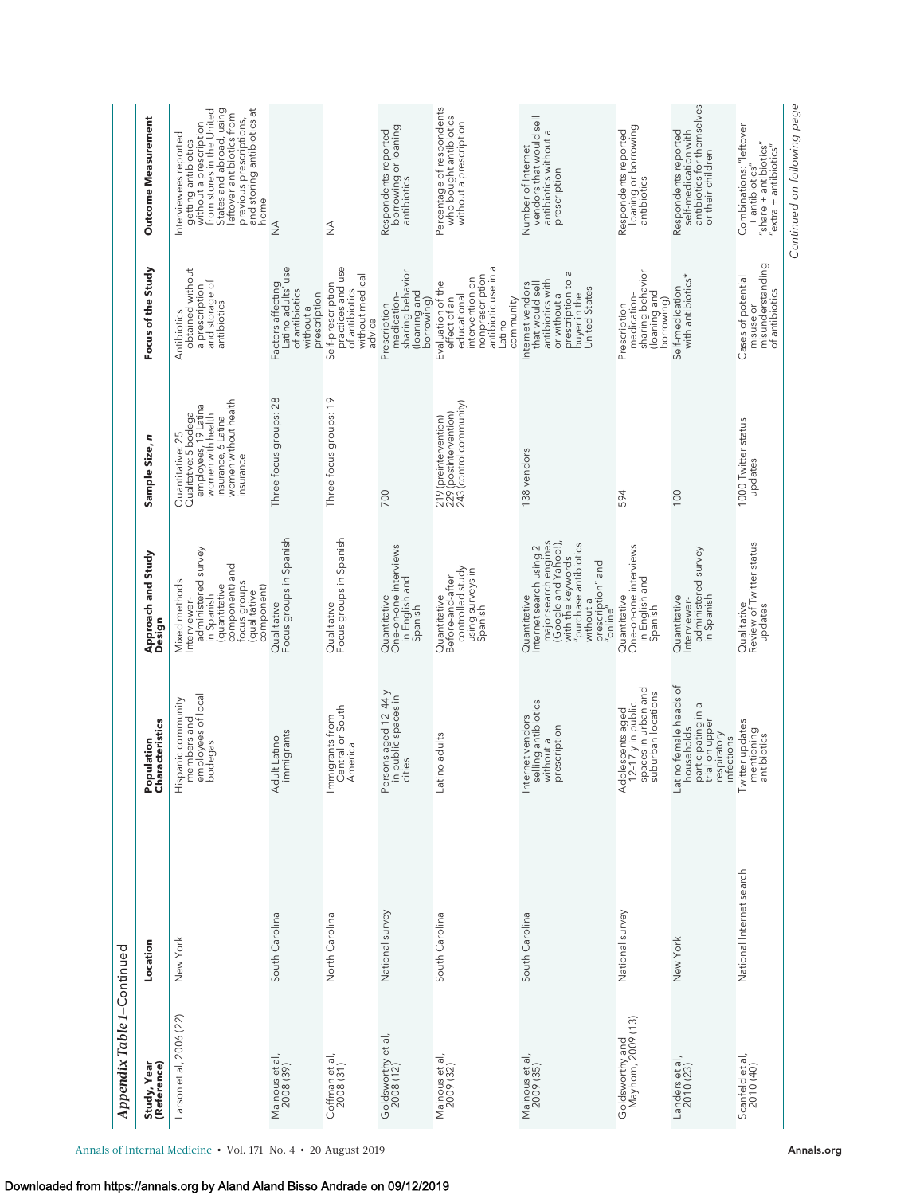*Appendix Table 1*—Continued

| Study, Year (Reference) | Location | Population Characteristics | Approach and Study Design | Sample Size, n | Focus of the Study | Outcome Measurement |
|---|---|---|---|---|---|---|
| Larson et al, 2006 (22) | New York | Hispanic community members and employees of local bodegas | Mixed methods Interviewer-administered survey in Spanish (quantitative component) and focus groups (qualitative component) | Quantitative: 25 Qualitative: 5 bodega employees, 19 Latina women with health insurance, 6 Latina women without health insurance | Antibiotics obtained without a prescription and storage of antibiotics | Interviewees reported getting antibiotics without a prescription from stores in the United States and abroad, using leftover antibiotics from previous prescriptions, and storing antibiotics at home |
| Mainous et al, 2008 (39) | South Carolina | Adult Latino immigrants | Qualitative Focus groups in Spanish | Three focus groups: 28 | Factors affecting Latino adults' use of antibiotics without a prescription | NA |
| Coffman et al, 2008 (31) | North Carolina | Immigrants from Central or South America | Qualitative Focus groups in Spanish | Three focus groups: 19 | Self-prescription practices and use of antibiotics without medical advice | NA |
| Goldsworthy et al, 2008 (12) | National survey | Persons aged 12–44 y in public spaces in cities | Quantitative One-on-one interviews in English and Spanish | 700 | Prescription medication–sharing behavior (loaning and borrowing) | Respondents reported borrowing or loaning antibiotics |
| Mainous et al, 2009 (32) | South Carolina | Latino adults | Quantitative Before-and-after controlled study using surveys in Spanish | 219 (preintervention) 229 (postintervention) 243 (control community) | Evaluation of the effect of an educational intervention on nonprescription antibiotic use in a Latino community | Percentage of respondents who bought antibiotics without a prescription |
| Mainous et al, 2009 (35) | South Carolina | Internet vendors selling antibiotics without a prescription | Quantitative Internet search using 2 major search engines (Google and Yahoo!), with the keywords "purchase antibiotics without a prescription" and "online" | 138 vendors | Internet vendors that would sell antibiotics with or without a prescription to a buyer in the United States | Number of Internet vendors that would sell antibiotics without a prescription |
| Goldsworthy and Mayhorn, 2009 (13) | National survey | Adolescents aged 12–17 y in public spaces in urban and suburban locations | Quantitative One-on-one interviews in English and Spanish | 594 | Prescription medication–sharing behavior (loaning and borrowing) | Respondents reported loaning or borrowing antibiotics |
| Landers et al, 2010 (23) | New York | Latino female heads of households participating in a trial on upper respiratory infections | Quantitative Interviewer-administered survey in Spanish | 100 | Self-medication with antibiotics* | Respondents reported self-medication with antibiotics for themselves or their children |
| Scanfeld et al, 2010 (40) | National Internet search | Twitter updates mentioning antibiotics | Qualitative Review of Twitter status updates | 1000 Twitter status updates | Cases of potential misuse or misunderstanding of antibiotics | Combinations: "leftover + antibiotics" "share + antibiotics" "extra + antibiotics" |

*Continued on following page*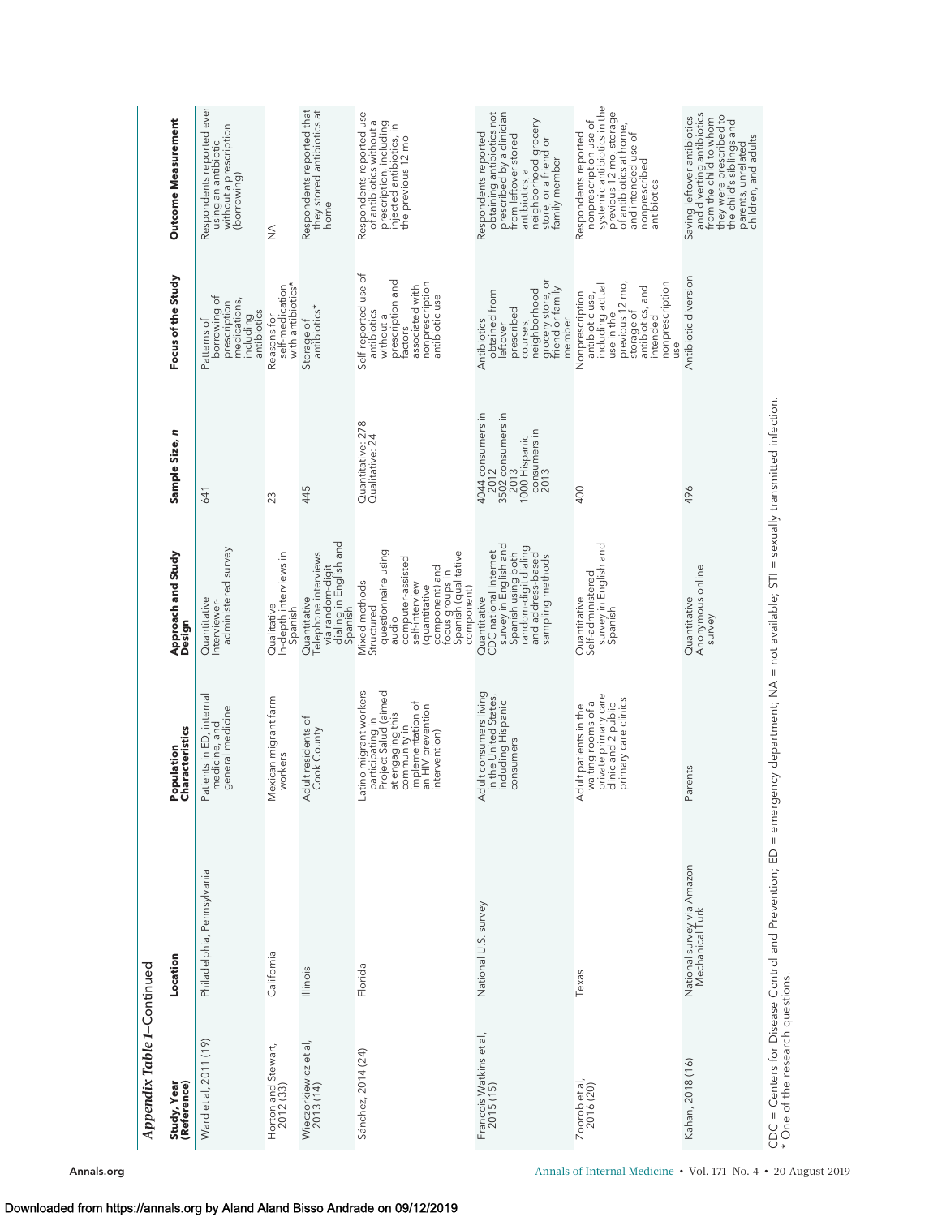*Appendix Table 1*—Continued

| Study, Year (Reference) | Location | Population Characteristics | Approach and Study Design | Sample Size, *n* | Focus of the Study | Outcome Measurement |
|---|---|---|---|---|---|---|
| Ward et al, 2011 (19) | Philadelphia, Pennsylvania | Patients in ED, internal medicine, and general medicine | Quantitative Interviewer-administered survey | 641 | Patterns of borrowing of prescription medications, including antibiotics | Respondents reported ever using an antibiotic without a prescription (borrowing) |
| Horton and Stewart, 2012 (33) | California | Mexican migrant farm workers | Qualitative In-depth interviews in Spanish | 23 | Reasons for self-medication with antibiotics* | NA |
| Wieczorkiewicz et al, 2013 (14) | Illinois | Adult residents of Cook County | Quantitative Telephone interviews via random-digit dialing in English and Spanish | 445 | Storage of antibiotics* | Respondents reported that they stored antibiotics at home |
| Sánchez, 2014 (24) | Florida | Latino migrant workers participating in Project Salud (aimed at engaging this community in implementation of an HIV prevention intervention) | Mixed methods Structured questionnaire using audio computer-assisted self-interview (quantitative component) and focus groups in Spanish (qualitative component) | Quantitative: 278 Qualitative: 24 | Self-reported use of antibiotics without a prescription and factors associated with nonprescription antibiotic use | Respondents reported use of antibiotics without a prescription, including injected antibiotics, in the previous 12 mo |
| Francois Watkins et al, 2015 (15) | National U.S. survey | Adult consumers living in the United States, including Hispanic consumers | Quantitative CDC national Internet survey in English and Spanish using both random-digit dialing and address-based sampling methods | 4044 consumers in 2012 3502 consumers in 2013 1000 Hispanic consumers in 2013 | Antibiotics obtained from leftover prescribed courses, neighborhood grocery store, or friend or family member | Respondents reported obtaining antibiotics not prescribed by a clinician from leftover stored antibiotics, a neighborhood grocery store, or a friend or family member |
| Zoorob et al, 2016 (20) | Texas | Adult patients in the waiting rooms of a private primary care clinic and 2 public primary care clinics | Quantitative Self-administered survey in English and Spanish | 400 | Nonprescription antibiotic use, including actual use in the previous 12 mo, storage of antibiotics, and intended nonprescription use | Respondents reported nonprescription use of systemic antibiotics in the previous 12 mo, storage of antibiotics at home, and intended use of nonprescribed antibiotics |
| Kahan, 2018 (16) | National survey via Amazon Mechanical Turk | Parents | Quantitative Anonymous online survey | 496 | Antibiotic diversion | Saving leftover antibiotics and diverting antibiotics from the child to whom they were prescribed to the child's siblings and parents, unrelated children, and adults |

CDC = Centers for Disease Control and Prevention; ED = emergency department; NA = not available; STI = sexually transmitted infection.
* One of the research questions.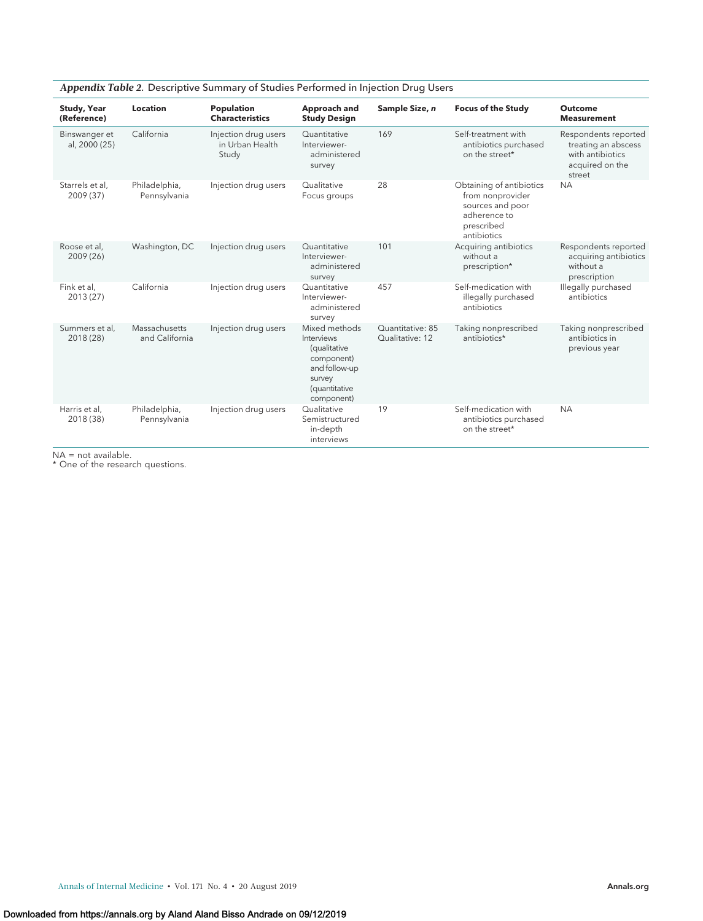***Appendix Table 2.*** Descriptive Summary of Studies Performed in Injection Drug Users

| Study, Year (Reference) | Location | Population Characteristics | Approach and Study Design | Sample Size, *n* | Focus of the Study | Outcome Measurement |
|---|---|---|---|---|---|---|
| Binswanger et al, 2000 (25) | California | Injection drug users in Urban Health Study | Quantitative Interviewer-administered survey | 169 | Self-treatment with antibiotics purchased on the street* | Respondents reported treating an abscess with antibiotics acquired on the street |
| Starrels et al, 2009 (37) | Philadelphia, Pennsylvania | Injection drug users | Qualitative Focus groups | 28 | Obtaining of antibiotics from nonprovider sources and poor adherence to prescribed antibiotics | NA |
| Roose et al, 2009 (26) | Washington, DC | Injection drug users | Quantitative Interviewer-administered survey | 101 | Acquiring antibiotics without a prescription* | Respondents reported acquiring antibiotics without a prescription |
| Fink et al, 2013 (27) | California | Injection drug users | Quantitative Interviewer-administered survey | 457 | Self-medication with illegally purchased antibiotics | Illegally purchased antibiotics |
| Summers et al, 2018 (28) | Massachusetts and California | Injection drug users | Mixed methods Interviews (qualitative component) and follow-up survey (quantitative component) | Quantitative: 85 Qualitative: 12 | Taking nonprescribed antibiotics* | Taking nonprescribed antibiotics in previous year |
| Harris et al, 2018 (38) | Philadelphia, Pennsylvania | Injection drug users | Qualitative Semistructured in-depth interviews | 19 | Self-medication with antibiotics purchased on the street* | NA |

NA = not available.
* One of the research questions.